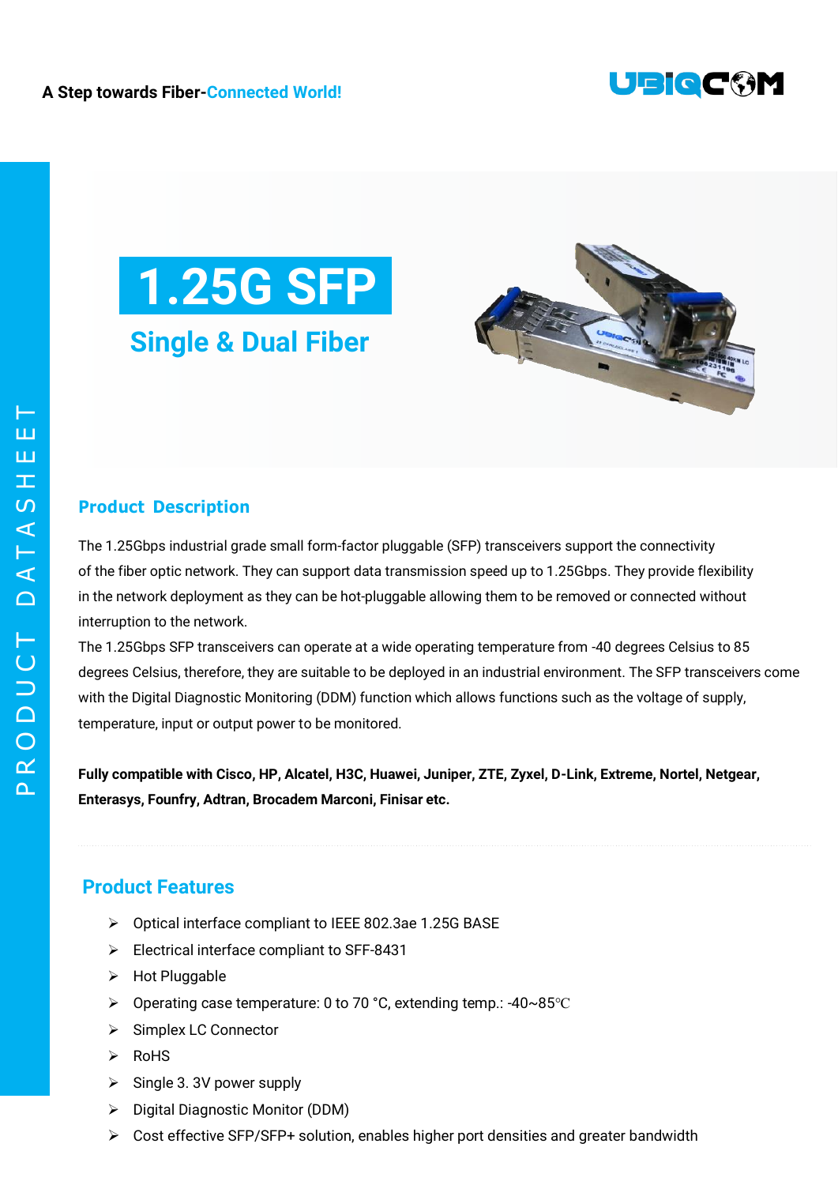A Step towards Fiber-Connected World!

# 1.25G SFP

## Single & Dual Fiber

## Product Description

The 1.25Gbps industrial grade small form-factor pluggable (SFP) transceivers support the connectivity of the fiber optic network. They can support data transmission speed up to 1.25Gbps. They provide flexibility in the network deployment as they can be hot-pluggable allowing them to be removed or connected without interruption to the network.

The 1.25Gbps SFP transceivers can operate at a wide operating temperature from -40 degrees Celsius to 85 degrees Celsius, therefore, they are suitable to be deployed in an industrial environment. The SFP transceivers come with the Digital Diagnostic Monitoring (DDM) function which allows functions such as the voltage of supply, temperature, input or output power to be monitored.

**Fully compatible with Cisco, HP, Alcatel, H3C, Huawei, Juniper, ZTE, Zyxel, D-Link, Extreme, Nortel, Netgear, Enterasys, Founfry, Adtran, Brocadem Marconi, Finisar etc.**

## Product Features

- Optical interface compliant to IEEE 802.3ae 1.25G BASE
- Electrical interface compliant to SFF-8431
- Hot Pluggable
- Operating case temperature: 0 to 70 °C, extending temp.: -40~85℃
- Simplex LC Connector
- RoHS
- Single 3. 3V power supply
- Digital Diagnostic Monitor (DDM)
- Cost effective SFP/SFP+ solution, enables higher port densities and greater bandwidth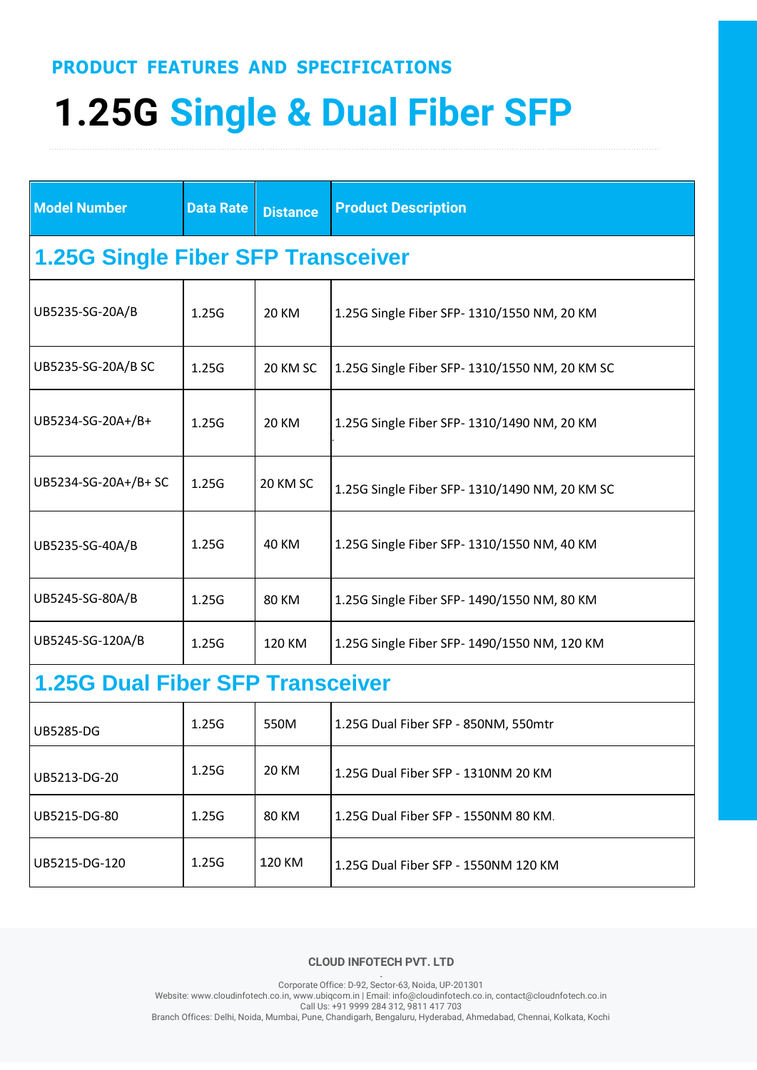## PRODUCT FEATURES AND SPECIFICATIONS

# 1.25G Single & Dual Fiber SFP

| Model Number | Data Rate | Distance | Product Description |
|---|---|---|---|
| **1.25G Single Fiber SFP Transceiver** | | | |
| UB5235-SG-20A/B | 1.25G | 20 KM | 1.25G Single Fiber SFP- 1310/1550 NM, 20 KM |
| UB5235-SG-20A/B SC | 1.25G | 20 KM SC | 1.25G Single Fiber SFP- 1310/1550 NM, 20 KM SC |
| UB5234-SG-20A+/B+ | 1.25G | 20 KM | 1.25G Single Fiber SFP- 1310/1490 NM, 20 KM |
| UB5234-SG-20A+/B+ SC | 1.25G | 20 KM SC | 1.25G Single Fiber SFP- 1310/1490 NM, 20 KM SC |
| UB5235-SG-40A/B | 1.25G | 40 KM | 1.25G Single Fiber SFP- 1310/1550 NM, 40 KM |
| UB5245-SG-80A/B | 1.25G | 80 KM | 1.25G Single Fiber SFP- 1490/1550 NM, 80 KM |
| UB5245-SG-120A/B | 1.25G | 120 KM | 1.25G Single Fiber SFP- 1490/1550 NM, 120 KM |
| **1.25G Dual Fiber SFP Transceiver** | | | |
| UB5285-DG | 1.25G | 550M | 1.25G Dual Fiber SFP - 850NM, 550mtr |
| UB5213-DG-20 | 1.25G | 20 KM | 1.25G Dual Fiber SFP - 1310NM 20 KM |
| UB5215-DG-80 | 1.25G | 80 KM | 1.25G Dual Fiber SFP - 1550NM 80 KM. |
| UB5215-DG-120 | 1.25G | 120 KM | 1.25G Dual Fiber SFP - 1550NM 120 KM |

**CLOUD INFOTECH PVT. LTD**

Corporate Office: D-92, Sector-63, Noida, UP-201301
Website: www.cloudinfotech.co.in, www.ubiqcom.in | Email: info@cloudinfotech.co.in, contact@cloudnfotech.co.in
Call Us: +91 9999 284 312, 9811 417 703
Branch Offices: Delhi, Noida, Mumbai, Pune, Chandigarh, Bengaluru, Hyderabad, Ahmedabad, Chennai, Kolkata, Kochi